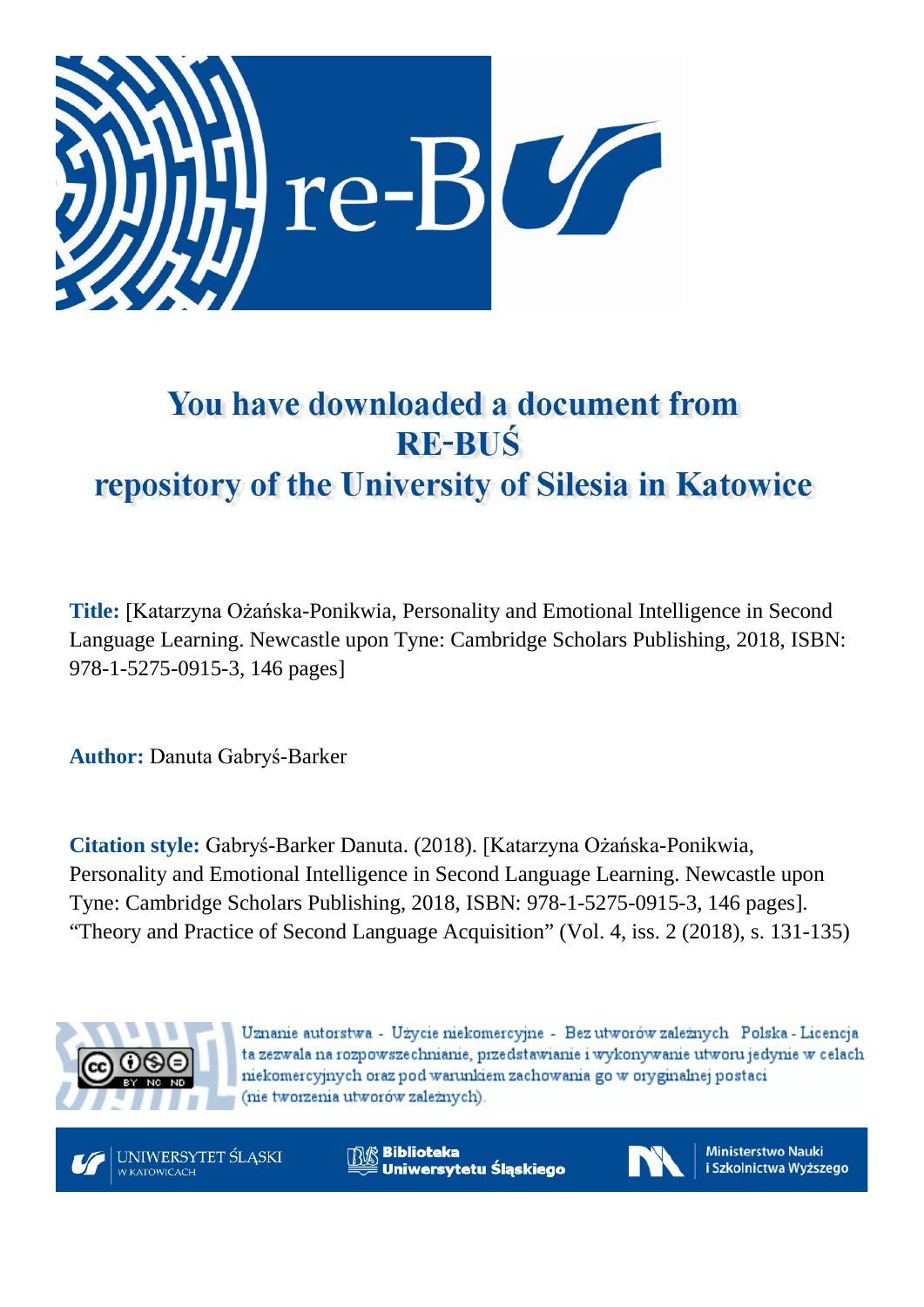# You have downloaded a document from RE-BUŚ repository of the University of Silesia in Katowice

**Title:** [Katarzyna Ożańska-Ponikwia, Personality and Emotional Intelligence in Second Language Learning. Newcastle upon Tyne: Cambridge Scholars Publishing, 2018, ISBN: 978-1-5275-0915-3, 146 pages]

**Author:** Danuta Gabryś-Barker

**Citation style:** Gabryś-Barker Danuta. (2018). [Katarzyna Ożańska-Ponikwia, Personality and Emotional Intelligence in Second Language Learning. Newcastle upon Tyne: Cambridge Scholars Publishing, 2018, ISBN: 978-1-5275-0915-3, 146 pages]. "Theory and Practice of Second Language Acquisition" (Vol. 4, iss. 2 (2018), s. 131-135)

Uznanie autorstwa - Użycie niekomercyjne - Bez utworów zależnych Polska - Licencja ta zezwala na rozpowszechnianie, przedstawianie i wykonywanie utworu jedynie w celach niekomercyjnych oraz pod warunkiem zachowania go w oryginalnej postaci (nie tworzenia utworów zależnych).

UNIWERSYTET ŚLĄSKI W KATOWICACH | Biblioteka Uniwersytetu Śląskiego | Ministerstwo Nauki i Szkolnictwa Wyższego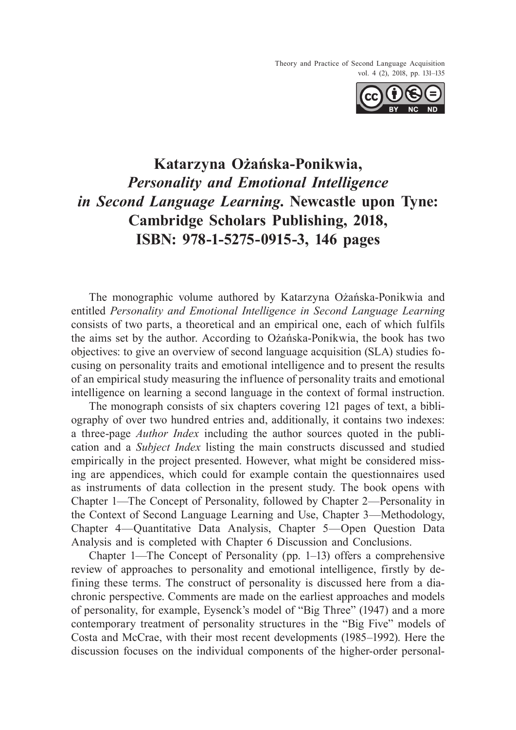# Katarzyna Ożańska-Ponikwia, *Personality and Emotional Intelligence in Second Language Learning*. Newcastle upon Tyne: Cambridge Scholars Publishing, 2018, ISBN: 978-1-5275-0915-3, 146 pages

The monographic volume authored by Katarzyna Ożańska-Ponikwia and entitled *Personality and Emotional Intelligence in Second Language Learning* consists of two parts, a theoretical and an empirical one, each of which fulfils the aims set by the author. According to Ożańska-Ponikwia, the book has two objectives: to give an overview of second language acquisition (SLA) studies focusing on personality traits and emotional intelligence and to present the results of an empirical study measuring the influence of personality traits and emotional intelligence on learning a second language in the context of formal instruction.

The monograph consists of six chapters covering 121 pages of text, a bibliography of over two hundred entries and, additionally, it contains two indexes: a three-page *Author Index* including the author sources quoted in the publication and a *Subject Index* listing the main constructs discussed and studied empirically in the project presented. However, what might be considered missing are appendices, which could for example contain the questionnaires used as instruments of data collection in the present study. The book opens with Chapter 1—The Concept of Personality, followed by Chapter 2—Personality in the Context of Second Language Learning and Use, Chapter 3—Methodology, Chapter 4—Quantitative Data Analysis, Chapter 5—Open Question Data Analysis and is completed with Chapter 6 Discussion and Conclusions.

Chapter 1—The Concept of Personality (pp. 1–13) offers a comprehensive review of approaches to personality and emotional intelligence, firstly by defining these terms. The construct of personality is discussed here from a diachronic perspective. Comments are made on the earliest approaches and models of personality, for example, Eysenck's model of "Big Three" (1947) and a more contemporary treatment of personality structures in the "Big Five" models of Costa and McCrae, with their most recent developments (1985–1992). Here the discussion focuses on the individual components of the higher-order personal-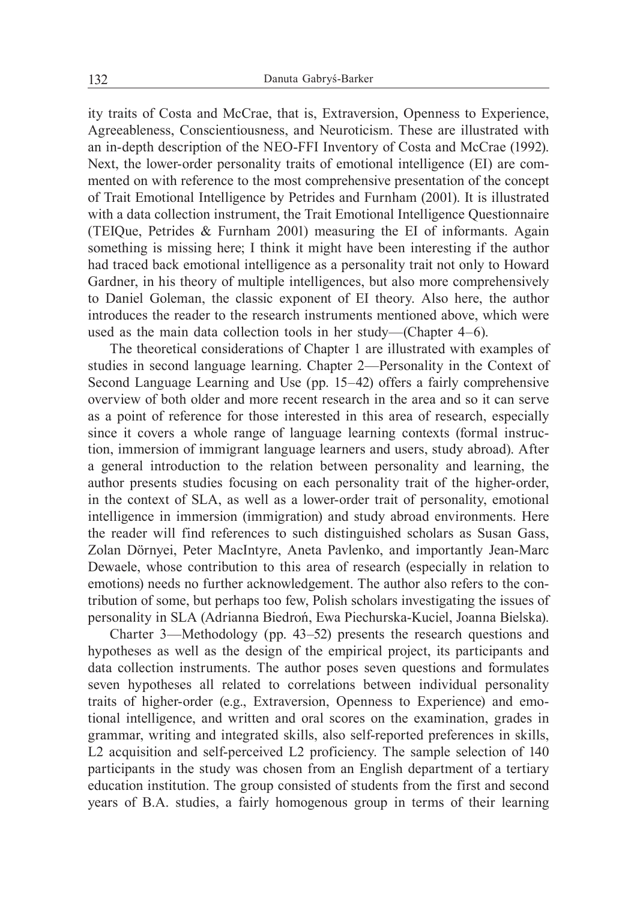ity traits of Costa and McCrae, that is, Extraversion, Openness to Experience, Agreeableness, Conscientiousness, and Neuroticism. These are illustrated with an in-depth description of the NEO-FFI Inventory of Costa and McCrae (1992). Next, the lower-order personality traits of emotional intelligence (EI) are commented on with reference to the most comprehensive presentation of the concept of Trait Emotional Intelligence by Petrides and Furnham (2001). It is illustrated with a data collection instrument, the Trait Emotional Intelligence Questionnaire (TEIQue, Petrides & Furnham 2001) measuring the EI of informants. Again something is missing here; I think it might have been interesting if the author had traced back emotional intelligence as a personality trait not only to Howard Gardner, in his theory of multiple intelligences, but also more comprehensively to Daniel Goleman, the classic exponent of EI theory. Also here, the author introduces the reader to the research instruments mentioned above, which were used as the main data collection tools in her study—(Chapter 4–6).

The theoretical considerations of Chapter 1 are illustrated with examples of studies in second language learning. Chapter 2—Personality in the Context of Second Language Learning and Use (pp. 15–42) offers a fairly comprehensive overview of both older and more recent research in the area and so it can serve as a point of reference for those interested in this area of research, especially since it covers a whole range of language learning contexts (formal instruction, immersion of immigrant language learners and users, study abroad). After a general introduction to the relation between personality and learning, the author presents studies focusing on each personality trait of the higher-order, in the context of SLA, as well as a lower-order trait of personality, emotional intelligence in immersion (immigration) and study abroad environments. Here the reader will find references to such distinguished scholars as Susan Gass, Zolan Dörnyei, Peter MacIntyre, Aneta Pavlenko, and importantly Jean-Marc Dewaele, whose contribution to this area of research (especially in relation to emotions) needs no further acknowledgement. The author also refers to the contribution of some, but perhaps too few, Polish scholars investigating the issues of personality in SLA (Adrianna Biedroń, Ewa Piechurska-Kuciel, Joanna Bielska).

Charter 3—Methodology (pp. 43–52) presents the research questions and hypotheses as well as the design of the empirical project, its participants and data collection instruments. The author poses seven questions and formulates seven hypotheses all related to correlations between individual personality traits of higher-order (e.g., Extraversion, Openness to Experience) and emotional intelligence, and written and oral scores on the examination, grades in grammar, writing and integrated skills, also self-reported preferences in skills, L2 acquisition and self-perceived L2 proficiency. The sample selection of 140 participants in the study was chosen from an English department of a tertiary education institution. The group consisted of students from the first and second years of B.A. studies, a fairly homogenous group in terms of their learning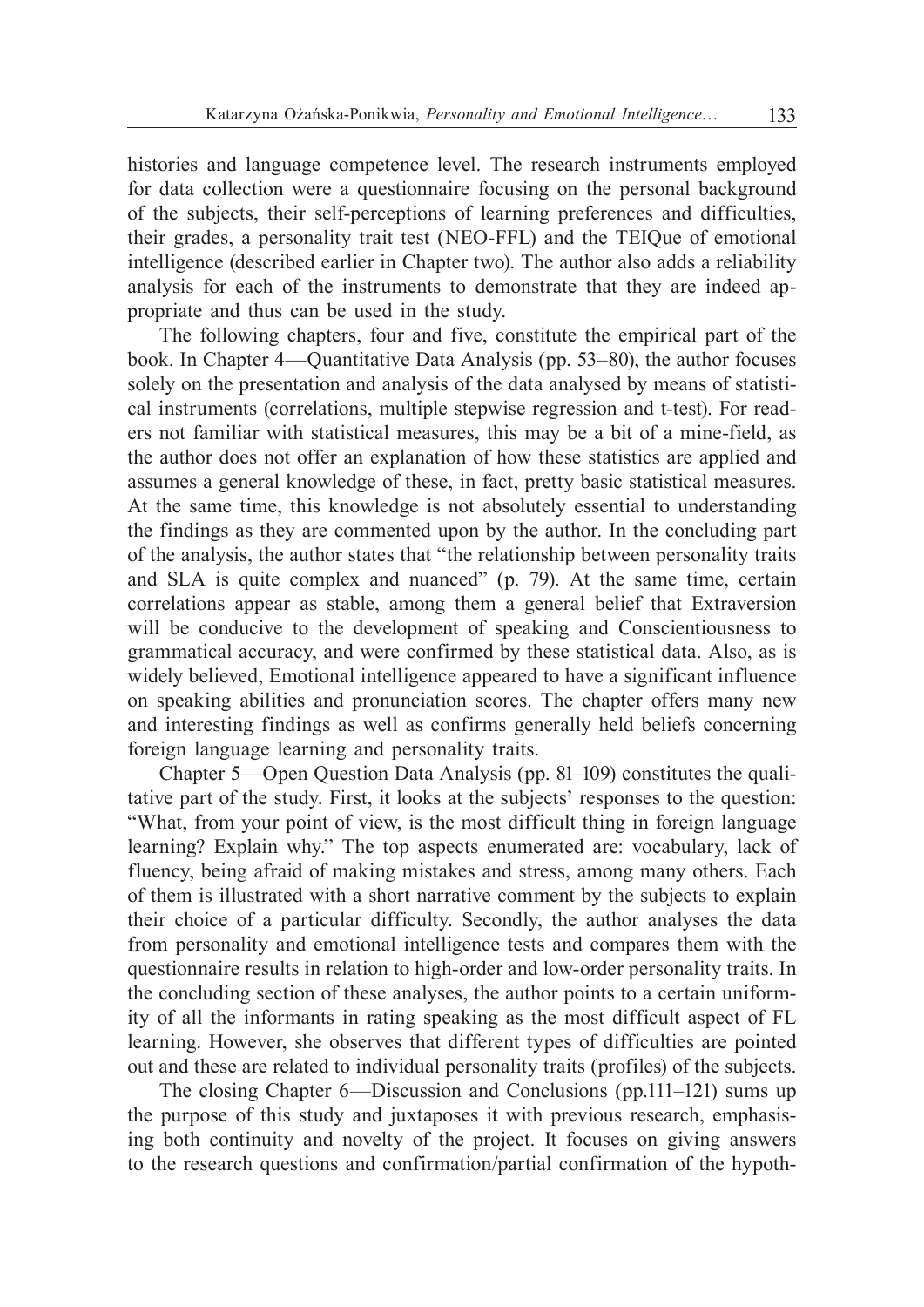histories and language competence level. The research instruments employed for data collection were a questionnaire focusing on the personal background of the subjects, their self-perceptions of learning preferences and difficulties, their grades, a personality trait test (NEO-FFL) and the TEIQue of emotional intelligence (described earlier in Chapter two). The author also adds a reliability analysis for each of the instruments to demonstrate that they are indeed appropriate and thus can be used in the study.

The following chapters, four and five, constitute the empirical part of the book. In Chapter 4—Quantitative Data Analysis (pp. 53–80), the author focuses solely on the presentation and analysis of the data analysed by means of statistical instruments (correlations, multiple stepwise regression and t-test). For readers not familiar with statistical measures, this may be a bit of a mine-field, as the author does not offer an explanation of how these statistics are applied and assumes a general knowledge of these, in fact, pretty basic statistical measures. At the same time, this knowledge is not absolutely essential to understanding the findings as they are commented upon by the author. In the concluding part of the analysis, the author states that "the relationship between personality traits and SLA is quite complex and nuanced" (p. 79). At the same time, certain correlations appear as stable, among them a general belief that Extraversion will be conducive to the development of speaking and Conscientiousness to grammatical accuracy, and were confirmed by these statistical data. Also, as is widely believed, Emotional intelligence appeared to have a significant influence on speaking abilities and pronunciation scores. The chapter offers many new and interesting findings as well as confirms generally held beliefs concerning foreign language learning and personality traits.

Chapter 5—Open Question Data Analysis (pp. 81–109) constitutes the qualitative part of the study. First, it looks at the subjects' responses to the question: "What, from your point of view, is the most difficult thing in foreign language learning? Explain why." The top aspects enumerated are: vocabulary, lack of fluency, being afraid of making mistakes and stress, among many others. Each of them is illustrated with a short narrative comment by the subjects to explain their choice of a particular difficulty. Secondly, the author analyses the data from personality and emotional intelligence tests and compares them with the questionnaire results in relation to high-order and low-order personality traits. In the concluding section of these analyses, the author points to a certain uniformity of all the informants in rating speaking as the most difficult aspect of FL learning. However, she observes that different types of difficulties are pointed out and these are related to individual personality traits (profiles) of the subjects.

The closing Chapter 6—Discussion and Conclusions (pp.111–121) sums up the purpose of this study and juxtaposes it with previous research, emphasising both continuity and novelty of the project. It focuses on giving answers to the research questions and confirmation/partial confirmation of the hypoth-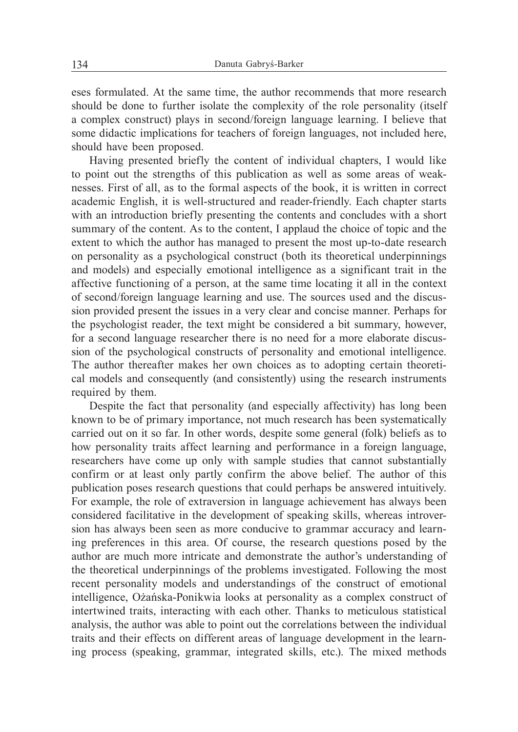eses formulated. At the same time, the author recommends that more research should be done to further isolate the complexity of the role personality (itself a complex construct) plays in second/foreign language learning. I believe that some didactic implications for teachers of foreign languages, not included here, should have been proposed.

Having presented briefly the content of individual chapters, I would like to point out the strengths of this publication as well as some areas of weaknesses. First of all, as to the formal aspects of the book, it is written in correct academic English, it is well-structured and reader-friendly. Each chapter starts with an introduction briefly presenting the contents and concludes with a short summary of the content. As to the content, I applaud the choice of topic and the extent to which the author has managed to present the most up-to-date research on personality as a psychological construct (both its theoretical underpinnings and models) and especially emotional intelligence as a significant trait in the affective functioning of a person, at the same time locating it all in the context of second/foreign language learning and use. The sources used and the discussion provided present the issues in a very clear and concise manner. Perhaps for the psychologist reader, the text might be considered a bit summary, however, for a second language researcher there is no need for a more elaborate discussion of the psychological constructs of personality and emotional intelligence. The author thereafter makes her own choices as to adopting certain theoretical models and consequently (and consistently) using the research instruments required by them.

Despite the fact that personality (and especially affectivity) has long been known to be of primary importance, not much research has been systematically carried out on it so far. In other words, despite some general (folk) beliefs as to how personality traits affect learning and performance in a foreign language, researchers have come up only with sample studies that cannot substantially confirm or at least only partly confirm the above belief. The author of this publication poses research questions that could perhaps be answered intuitively. For example, the role of extraversion in language achievement has always been considered facilitative in the development of speaking skills, whereas introversion has always been seen as more conducive to grammar accuracy and learning preferences in this area. Of course, the research questions posed by the author are much more intricate and demonstrate the author's understanding of the theoretical underpinnings of the problems investigated. Following the most recent personality models and understandings of the construct of emotional intelligence, Ożańska-Ponikwia looks at personality as a complex construct of intertwined traits, interacting with each other. Thanks to meticulous statistical analysis, the author was able to point out the correlations between the individual traits and their effects on different areas of language development in the learning process (speaking, grammar, integrated skills, etc.). The mixed methods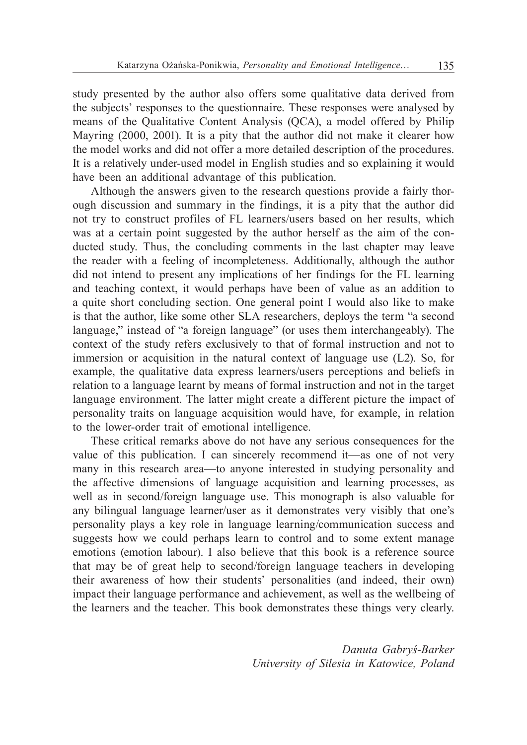study presented by the author also offers some qualitative data derived from the subjects' responses to the questionnaire. These responses were analysed by means of the Qualitative Content Analysis (QCA), a model offered by Philip Mayring (2000, 2001). It is a pity that the author did not make it clearer how the model works and did not offer a more detailed description of the procedures. It is a relatively under-used model in English studies and so explaining it would have been an additional advantage of this publication.

Although the answers given to the research questions provide a fairly thorough discussion and summary in the findings, it is a pity that the author did not try to construct profiles of FL learners/users based on her results, which was at a certain point suggested by the author herself as the aim of the conducted study. Thus, the concluding comments in the last chapter may leave the reader with a feeling of incompleteness. Additionally, although the author did not intend to present any implications of her findings for the FL learning and teaching context, it would perhaps have been of value as an addition to a quite short concluding section. One general point I would also like to make is that the author, like some other SLA researchers, deploys the term "a second language," instead of "a foreign language" (or uses them interchangeably). The context of the study refers exclusively to that of formal instruction and not to immersion or acquisition in the natural context of language use (L2). So, for example, the qualitative data express learners/users perceptions and beliefs in relation to a language learnt by means of formal instruction and not in the target language environment. The latter might create a different picture the impact of personality traits on language acquisition would have, for example, in relation to the lower-order trait of emotional intelligence.

These critical remarks above do not have any serious consequences for the value of this publication. I can sincerely recommend it—as one of not very many in this research area—to anyone interested in studying personality and the affective dimensions of language acquisition and learning processes, as well as in second/foreign language use. This monograph is also valuable for any bilingual language learner/user as it demonstrates very visibly that one's personality plays a key role in language learning/communication success and suggests how we could perhaps learn to control and to some extent manage emotions (emotion labour). I also believe that this book is a reference source that may be of great help to second/foreign language teachers in developing their awareness of how their students' personalities (and indeed, their own) impact their language performance and achievement, as well as the wellbeing of the learners and the teacher. This book demonstrates these things very clearly.

*Danuta Gabryś-Barker*
*University of Silesia in Katowice, Poland*